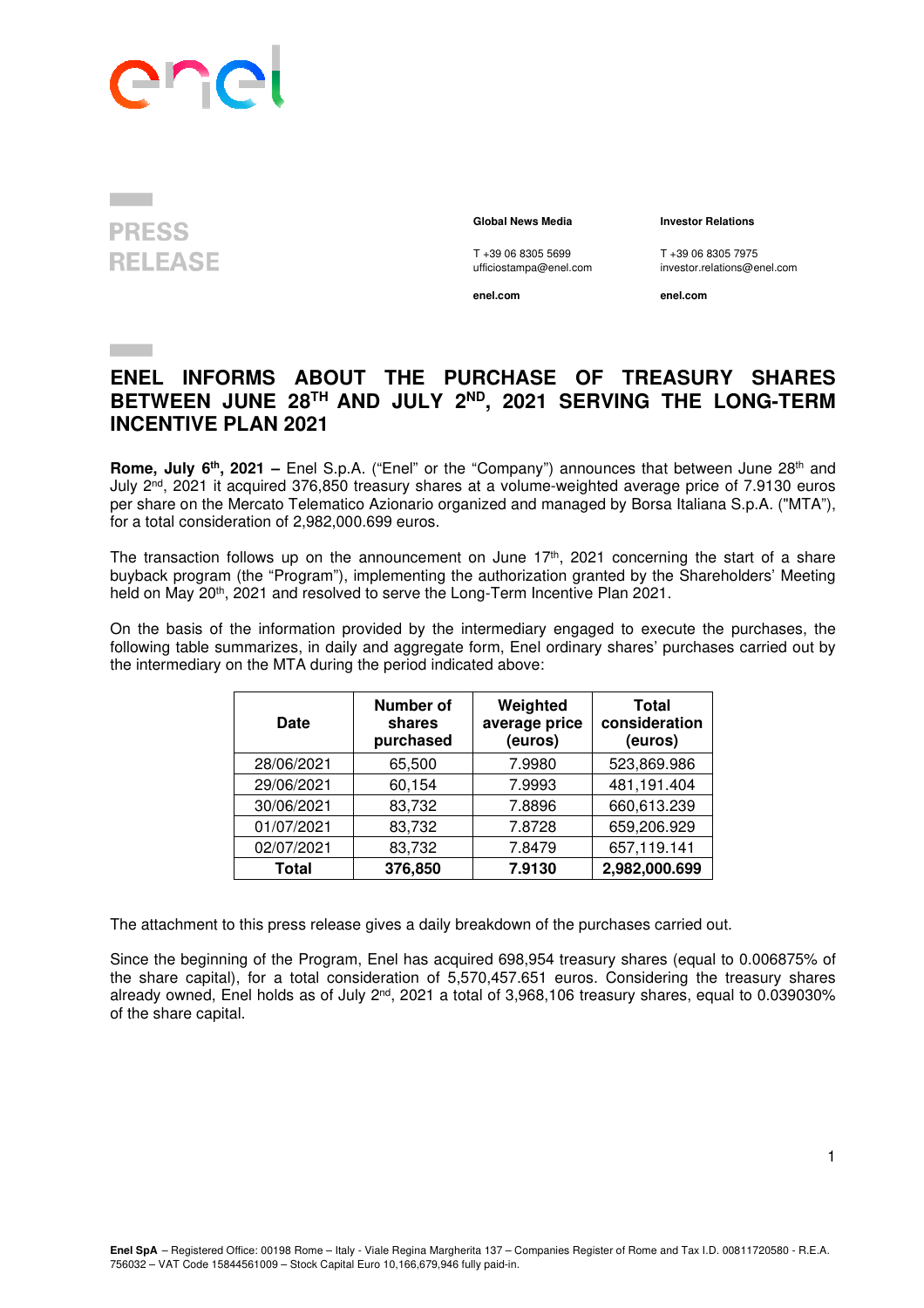enel

**PRESS RELEASE**

**Global News Media**

T +39 06 8305 5699
ufficiostampa@enel.com

**enel.com**

**Investor Relations**

T +39 06 8305 7975
investor.relations@enel.com

**enel.com**

# ENEL INFORMS ABOUT THE PURCHASE OF TREASURY SHARES BETWEEN JUNE 28TH AND JULY 2ND, 2021 SERVING THE LONG-TERM INCENTIVE PLAN 2021

**Rome, July 6th, 2021 –** Enel S.p.A. ("Enel" or the "Company") announces that between June 28th and July 2nd, 2021 it acquired 376,850 treasury shares at a volume-weighted average price of 7.9130 euros per share on the Mercato Telematico Azionario organized and managed by Borsa Italiana S.p.A. ("MTA"), for a total consideration of 2,982,000.699 euros.

The transaction follows up on the announcement on June 17th, 2021 concerning the start of a share buyback program (the "Program"), implementing the authorization granted by the Shareholders' Meeting held on May 20th, 2021 and resolved to serve the Long-Term Incentive Plan 2021.

On the basis of the information provided by the intermediary engaged to execute the purchases, the following table summarizes, in daily and aggregate form, Enel ordinary shares' purchases carried out by the intermediary on the MTA during the period indicated above:

| Date | Number of shares purchased | Weighted average price (euros) | Total consideration (euros) |
|---|---|---|---|
| 28/06/2021 | 65,500 | 7.9980 | 523,869.986 |
| 29/06/2021 | 60,154 | 7.9993 | 481,191.404 |
| 30/06/2021 | 83,732 | 7.8896 | 660,613.239 |
| 01/07/2021 | 83,732 | 7.8728 | 659,206.929 |
| 02/07/2021 | 83,732 | 7.8479 | 657,119.141 |
| **Total** | **376,850** | **7.9130** | **2,982,000.699** |

The attachment to this press release gives a daily breakdown of the purchases carried out.

Since the beginning of the Program, Enel has acquired 698,954 treasury shares (equal to 0.006875% of the share capital), for a total consideration of 5,570,457.651 euros. Considering the treasury shares already owned, Enel holds as of July 2nd, 2021 a total of 3,968,106 treasury shares, equal to 0.039030% of the share capital.

**Enel SpA** – Registered Office: 00198 Rome – Italy - Viale Regina Margherita 137 – Companies Register of Rome and Tax I.D. 00811720580 - R.E.A. 756032 – VAT Code 15844561009 – Stock Capital Euro 10,166,679,946 fully paid-in.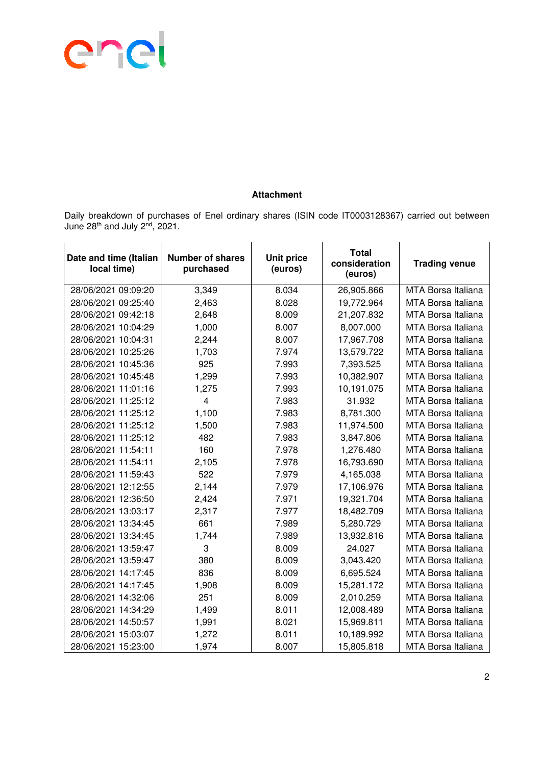**Attachment**

Daily breakdown of purchases of Enel ordinary shares (ISIN code IT0003128367) carried out between June 28th and July 2nd, 2021.

| Date and time (Italian local time) | Number of shares purchased | Unit price (euros) | Total consideration (euros) | Trading venue |
|---|---|---|---|---|
| 28/06/2021 09:09:20 | 3,349 | 8.034 | 26,905.866 | MTA Borsa Italiana |
| 28/06/2021 09:25:40 | 2,463 | 8.028 | 19,772.964 | MTA Borsa Italiana |
| 28/06/2021 09:42:18 | 2,648 | 8.009 | 21,207.832 | MTA Borsa Italiana |
| 28/06/2021 10:04:29 | 1,000 | 8.007 | 8,007.000 | MTA Borsa Italiana |
| 28/06/2021 10:04:31 | 2,244 | 8.007 | 17,967.708 | MTA Borsa Italiana |
| 28/06/2021 10:25:26 | 1,703 | 7.974 | 13,579.722 | MTA Borsa Italiana |
| 28/06/2021 10:45:36 | 925 | 7.993 | 7,393.525 | MTA Borsa Italiana |
| 28/06/2021 10:45:48 | 1,299 | 7.993 | 10,382.907 | MTA Borsa Italiana |
| 28/06/2021 11:01:16 | 1,275 | 7.993 | 10,191.075 | MTA Borsa Italiana |
| 28/06/2021 11:25:12 | 4 | 7.983 | 31.932 | MTA Borsa Italiana |
| 28/06/2021 11:25:12 | 1,100 | 7.983 | 8,781.300 | MTA Borsa Italiana |
| 28/06/2021 11:25:12 | 1,500 | 7.983 | 11,974.500 | MTA Borsa Italiana |
| 28/06/2021 11:25:12 | 482 | 7.983 | 3,847.806 | MTA Borsa Italiana |
| 28/06/2021 11:54:11 | 160 | 7.978 | 1,276.480 | MTA Borsa Italiana |
| 28/06/2021 11:54:11 | 2,105 | 7.978 | 16,793.690 | MTA Borsa Italiana |
| 28/06/2021 11:59:43 | 522 | 7.979 | 4,165.038 | MTA Borsa Italiana |
| 28/06/2021 12:12:55 | 2,144 | 7.979 | 17,106.976 | MTA Borsa Italiana |
| 28/06/2021 12:36:50 | 2,424 | 7.971 | 19,321.704 | MTA Borsa Italiana |
| 28/06/2021 13:03:17 | 2,317 | 7.977 | 18,482.709 | MTA Borsa Italiana |
| 28/06/2021 13:34:45 | 661 | 7.989 | 5,280.729 | MTA Borsa Italiana |
| 28/06/2021 13:34:45 | 1,744 | 7.989 | 13,932.816 | MTA Borsa Italiana |
| 28/06/2021 13:59:47 | 3 | 8.009 | 24.027 | MTA Borsa Italiana |
| 28/06/2021 13:59:47 | 380 | 8.009 | 3,043.420 | MTA Borsa Italiana |
| 28/06/2021 14:17:45 | 836 | 8.009 | 6,695.524 | MTA Borsa Italiana |
| 28/06/2021 14:17:45 | 1,908 | 8.009 | 15,281.172 | MTA Borsa Italiana |
| 28/06/2021 14:32:06 | 251 | 8.009 | 2,010.259 | MTA Borsa Italiana |
| 28/06/2021 14:34:29 | 1,499 | 8.011 | 12,008.489 | MTA Borsa Italiana |
| 28/06/2021 14:50:57 | 1,991 | 8.021 | 15,969.811 | MTA Borsa Italiana |
| 28/06/2021 15:03:07 | 1,272 | 8.011 | 10,189.992 | MTA Borsa Italiana |
| 28/06/2021 15:23:00 | 1,974 | 8.007 | 15,805.818 | MTA Borsa Italiana |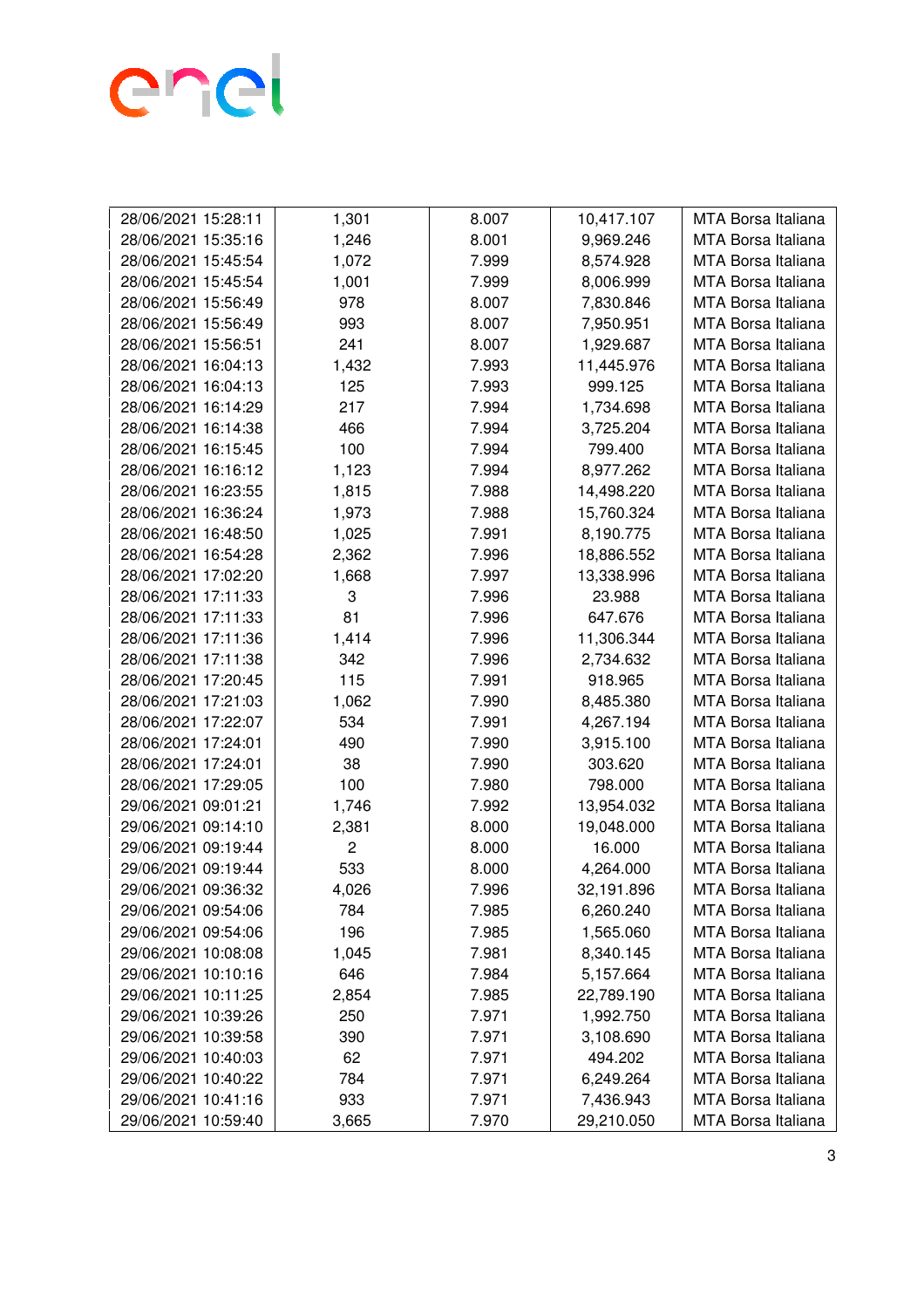| 28/06/2021 15:28:11 | 1,301 | 8.007 | 10,417.107 | MTA Borsa Italiana |
|---|---|---|---|---|
| 28/06/2021 15:35:16 | 1,246 | 8.001 | 9,969.246 | MTA Borsa Italiana |
| 28/06/2021 15:45:54 | 1,072 | 7.999 | 8,574.928 | MTA Borsa Italiana |
| 28/06/2021 15:45:54 | 1,001 | 7.999 | 8,006.999 | MTA Borsa Italiana |
| 28/06/2021 15:56:49 | 978 | 8.007 | 7,830.846 | MTA Borsa Italiana |
| 28/06/2021 15:56:49 | 993 | 8.007 | 7,950.951 | MTA Borsa Italiana |
| 28/06/2021 15:56:51 | 241 | 8.007 | 1,929.687 | MTA Borsa Italiana |
| 28/06/2021 16:04:13 | 1,432 | 7.993 | 11,445.976 | MTA Borsa Italiana |
| 28/06/2021 16:04:13 | 125 | 7.993 | 999.125 | MTA Borsa Italiana |
| 28/06/2021 16:14:29 | 217 | 7.994 | 1,734.698 | MTA Borsa Italiana |
| 28/06/2021 16:14:38 | 466 | 7.994 | 3,725.204 | MTA Borsa Italiana |
| 28/06/2021 16:15:45 | 100 | 7.994 | 799.400 | MTA Borsa Italiana |
| 28/06/2021 16:16:12 | 1,123 | 7.994 | 8,977.262 | MTA Borsa Italiana |
| 28/06/2021 16:23:55 | 1,815 | 7.988 | 14,498.220 | MTA Borsa Italiana |
| 28/06/2021 16:36:24 | 1,973 | 7.988 | 15,760.324 | MTA Borsa Italiana |
| 28/06/2021 16:48:50 | 1,025 | 7.991 | 8,190.775 | MTA Borsa Italiana |
| 28/06/2021 16:54:28 | 2,362 | 7.996 | 18,886.552 | MTA Borsa Italiana |
| 28/06/2021 17:02:20 | 1,668 | 7.997 | 13,338.996 | MTA Borsa Italiana |
| 28/06/2021 17:11:33 | 3 | 7.996 | 23.988 | MTA Borsa Italiana |
| 28/06/2021 17:11:33 | 81 | 7.996 | 647.676 | MTA Borsa Italiana |
| 28/06/2021 17:11:36 | 1,414 | 7.996 | 11,306.344 | MTA Borsa Italiana |
| 28/06/2021 17:11:38 | 342 | 7.996 | 2,734.632 | MTA Borsa Italiana |
| 28/06/2021 17:20:45 | 115 | 7.991 | 918.965 | MTA Borsa Italiana |
| 28/06/2021 17:21:03 | 1,062 | 7.990 | 8,485.380 | MTA Borsa Italiana |
| 28/06/2021 17:22:07 | 534 | 7.991 | 4,267.194 | MTA Borsa Italiana |
| 28/06/2021 17:24:01 | 490 | 7.990 | 3,915.100 | MTA Borsa Italiana |
| 28/06/2021 17:24:01 | 38 | 7.990 | 303.620 | MTA Borsa Italiana |
| 28/06/2021 17:29:05 | 100 | 7.980 | 798.000 | MTA Borsa Italiana |
| 29/06/2021 09:01:21 | 1,746 | 7.992 | 13,954.032 | MTA Borsa Italiana |
| 29/06/2021 09:14:10 | 2,381 | 8.000 | 19,048.000 | MTA Borsa Italiana |
| 29/06/2021 09:19:44 | 2 | 8.000 | 16.000 | MTA Borsa Italiana |
| 29/06/2021 09:19:44 | 533 | 8.000 | 4,264.000 | MTA Borsa Italiana |
| 29/06/2021 09:36:32 | 4,026 | 7.996 | 32,191.896 | MTA Borsa Italiana |
| 29/06/2021 09:54:06 | 784 | 7.985 | 6,260.240 | MTA Borsa Italiana |
| 29/06/2021 09:54:06 | 196 | 7.985 | 1,565.060 | MTA Borsa Italiana |
| 29/06/2021 10:08:08 | 1,045 | 7.981 | 8,340.145 | MTA Borsa Italiana |
| 29/06/2021 10:10:16 | 646 | 7.984 | 5,157.664 | MTA Borsa Italiana |
| 29/06/2021 10:11:25 | 2,854 | 7.985 | 22,789.190 | MTA Borsa Italiana |
| 29/06/2021 10:39:26 | 250 | 7.971 | 1,992.750 | MTA Borsa Italiana |
| 29/06/2021 10:39:58 | 390 | 7.971 | 3,108.690 | MTA Borsa Italiana |
| 29/06/2021 10:40:03 | 62 | 7.971 | 494.202 | MTA Borsa Italiana |
| 29/06/2021 10:40:22 | 784 | 7.971 | 6,249.264 | MTA Borsa Italiana |
| 29/06/2021 10:41:16 | 933 | 7.971 | 7,436.943 | MTA Borsa Italiana |
| 29/06/2021 10:59:40 | 3,665 | 7.970 | 29,210.050 | MTA Borsa Italiana |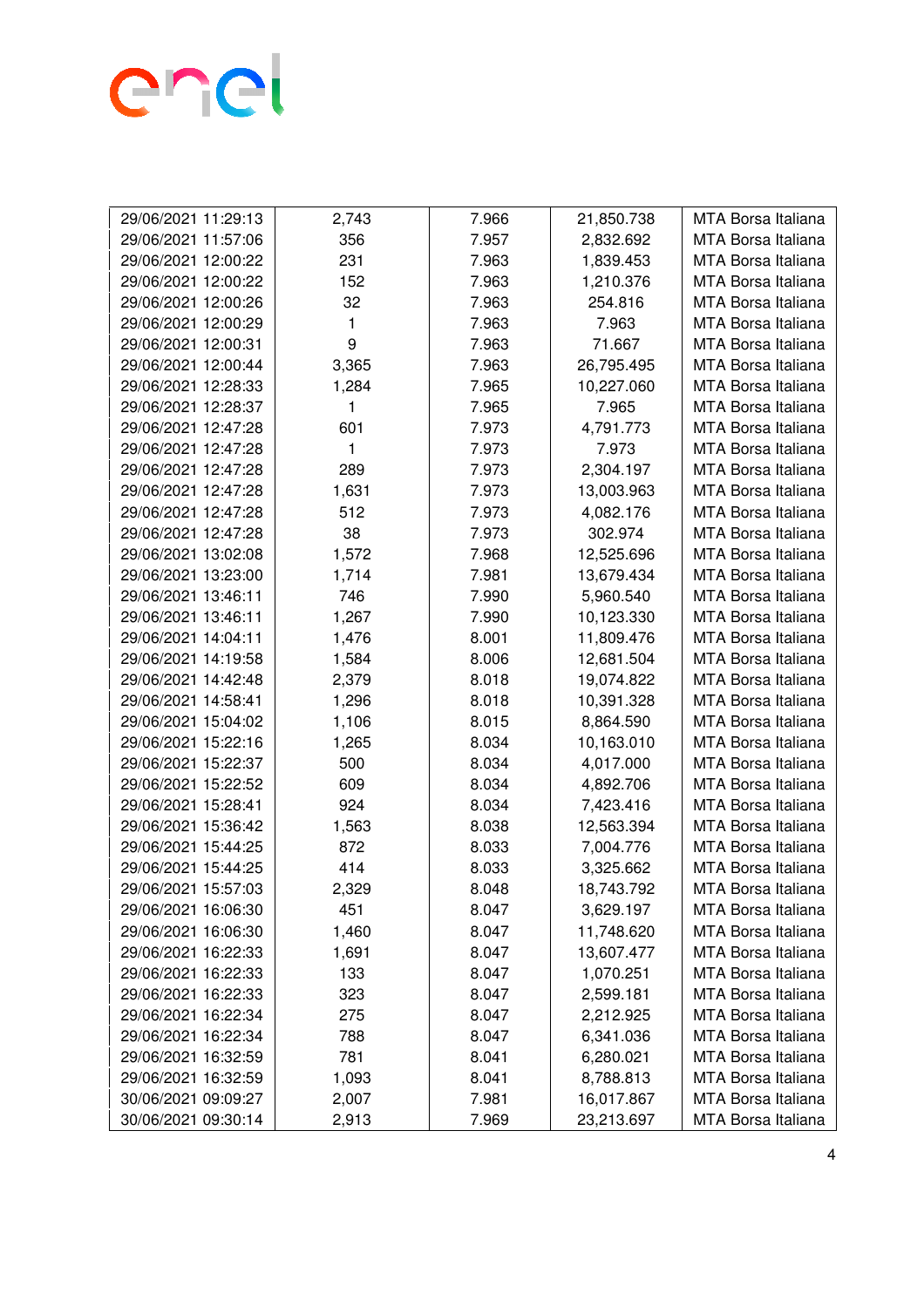| | | | | |
|---|---|---|---|---|
| 29/06/2021 11:29:13 | 2,743 | 7.966 | 21,850.738 | MTA Borsa Italiana |
| 29/06/2021 11:57:06 | 356 | 7.957 | 2,832.692 | MTA Borsa Italiana |
| 29/06/2021 12:00:22 | 231 | 7.963 | 1,839.453 | MTA Borsa Italiana |
| 29/06/2021 12:00:22 | 152 | 7.963 | 1,210.376 | MTA Borsa Italiana |
| 29/06/2021 12:00:26 | 32 | 7.963 | 254.816 | MTA Borsa Italiana |
| 29/06/2021 12:00:29 | 1 | 7.963 | 7.963 | MTA Borsa Italiana |
| 29/06/2021 12:00:31 | 9 | 7.963 | 71.667 | MTA Borsa Italiana |
| 29/06/2021 12:00:44 | 3,365 | 7.963 | 26,795.495 | MTA Borsa Italiana |
| 29/06/2021 12:28:33 | 1,284 | 7.965 | 10,227.060 | MTA Borsa Italiana |
| 29/06/2021 12:28:37 | 1 | 7.965 | 7.965 | MTA Borsa Italiana |
| 29/06/2021 12:47:28 | 601 | 7.973 | 4,791.773 | MTA Borsa Italiana |
| 29/06/2021 12:47:28 | 1 | 7.973 | 7.973 | MTA Borsa Italiana |
| 29/06/2021 12:47:28 | 289 | 7.973 | 2,304.197 | MTA Borsa Italiana |
| 29/06/2021 12:47:28 | 1,631 | 7.973 | 13,003.963 | MTA Borsa Italiana |
| 29/06/2021 12:47:28 | 512 | 7.973 | 4,082.176 | MTA Borsa Italiana |
| 29/06/2021 12:47:28 | 38 | 7.973 | 302.974 | MTA Borsa Italiana |
| 29/06/2021 13:02:08 | 1,572 | 7.968 | 12,525.696 | MTA Borsa Italiana |
| 29/06/2021 13:23:00 | 1,714 | 7.981 | 13,679.434 | MTA Borsa Italiana |
| 29/06/2021 13:46:11 | 746 | 7.990 | 5,960.540 | MTA Borsa Italiana |
| 29/06/2021 13:46:11 | 1,267 | 7.990 | 10,123.330 | MTA Borsa Italiana |
| 29/06/2021 14:04:11 | 1,476 | 8.001 | 11,809.476 | MTA Borsa Italiana |
| 29/06/2021 14:19:58 | 1,584 | 8.006 | 12,681.504 | MTA Borsa Italiana |
| 29/06/2021 14:42:48 | 2,379 | 8.018 | 19,074.822 | MTA Borsa Italiana |
| 29/06/2021 14:58:41 | 1,296 | 8.018 | 10,391.328 | MTA Borsa Italiana |
| 29/06/2021 15:04:02 | 1,106 | 8.015 | 8,864.590 | MTA Borsa Italiana |
| 29/06/2021 15:22:16 | 1,265 | 8.034 | 10,163.010 | MTA Borsa Italiana |
| 29/06/2021 15:22:37 | 500 | 8.034 | 4,017.000 | MTA Borsa Italiana |
| 29/06/2021 15:22:52 | 609 | 8.034 | 4,892.706 | MTA Borsa Italiana |
| 29/06/2021 15:28:41 | 924 | 8.034 | 7,423.416 | MTA Borsa Italiana |
| 29/06/2021 15:36:42 | 1,563 | 8.038 | 12,563.394 | MTA Borsa Italiana |
| 29/06/2021 15:44:25 | 872 | 8.033 | 7,004.776 | MTA Borsa Italiana |
| 29/06/2021 15:44:25 | 414 | 8.033 | 3,325.662 | MTA Borsa Italiana |
| 29/06/2021 15:57:03 | 2,329 | 8.048 | 18,743.792 | MTA Borsa Italiana |
| 29/06/2021 16:06:30 | 451 | 8.047 | 3,629.197 | MTA Borsa Italiana |
| 29/06/2021 16:06:30 | 1,460 | 8.047 | 11,748.620 | MTA Borsa Italiana |
| 29/06/2021 16:22:33 | 1,691 | 8.047 | 13,607.477 | MTA Borsa Italiana |
| 29/06/2021 16:22:33 | 133 | 8.047 | 1,070.251 | MTA Borsa Italiana |
| 29/06/2021 16:22:33 | 323 | 8.047 | 2,599.181 | MTA Borsa Italiana |
| 29/06/2021 16:22:34 | 275 | 8.047 | 2,212.925 | MTA Borsa Italiana |
| 29/06/2021 16:22:34 | 788 | 8.047 | 6,341.036 | MTA Borsa Italiana |
| 29/06/2021 16:32:59 | 781 | 8.041 | 6,280.021 | MTA Borsa Italiana |
| 29/06/2021 16:32:59 | 1,093 | 8.041 | 8,788.813 | MTA Borsa Italiana |
| 30/06/2021 09:09:27 | 2,007 | 7.981 | 16,017.867 | MTA Borsa Italiana |
| 30/06/2021 09:30:14 | 2,913 | 7.969 | 23,213.697 | MTA Borsa Italiana |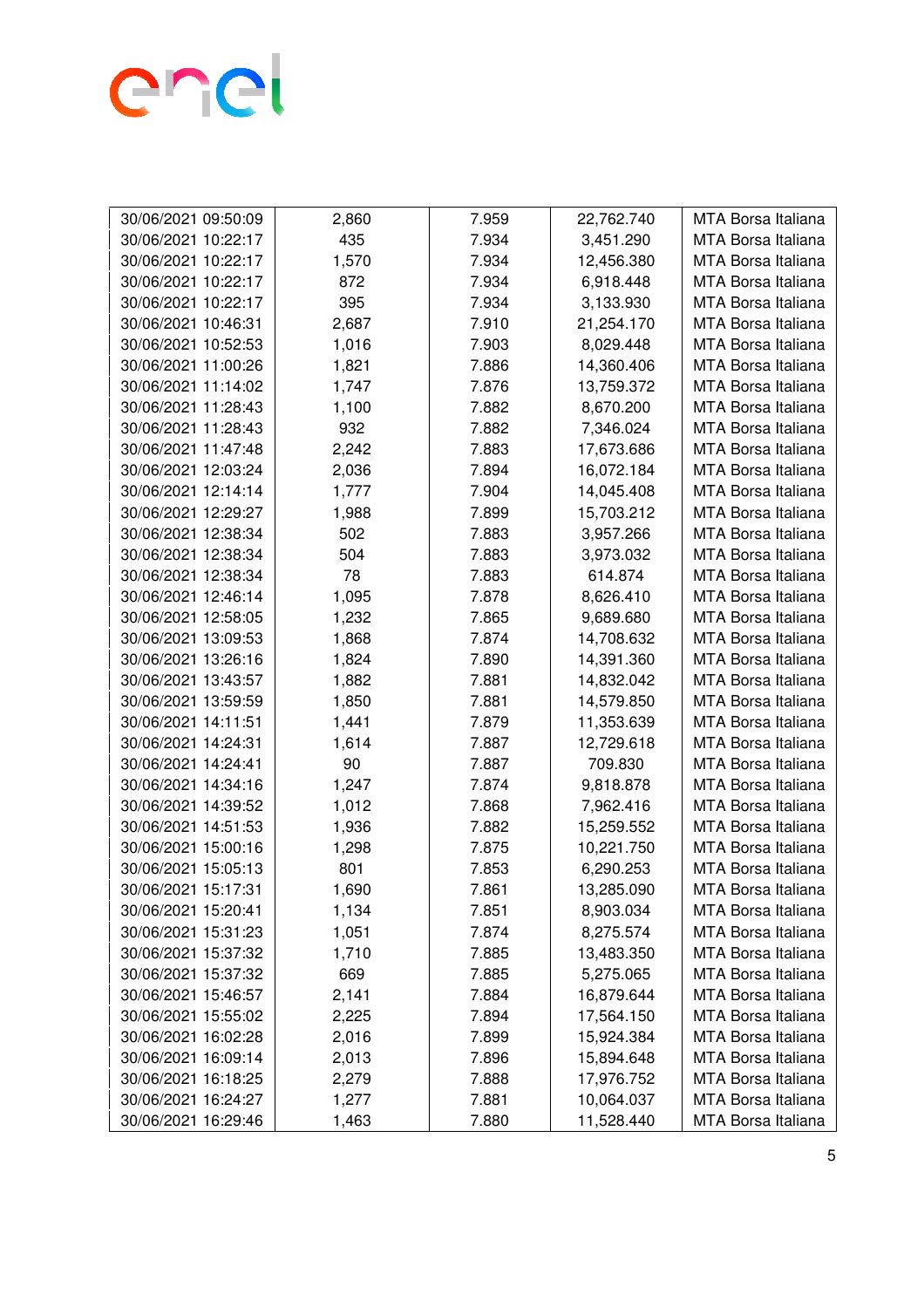| | | | | |
|---|---|---|---|---|
| 30/06/2021 09:50:09 | 2,860 | 7.959 | 22,762.740 | MTA Borsa Italiana |
| 30/06/2021 10:22:17 | 435 | 7.934 | 3,451.290 | MTA Borsa Italiana |
| 30/06/2021 10:22:17 | 1,570 | 7.934 | 12,456.380 | MTA Borsa Italiana |
| 30/06/2021 10:22:17 | 872 | 7.934 | 6,918.448 | MTA Borsa Italiana |
| 30/06/2021 10:22:17 | 395 | 7.934 | 3,133.930 | MTA Borsa Italiana |
| 30/06/2021 10:46:31 | 2,687 | 7.910 | 21,254.170 | MTA Borsa Italiana |
| 30/06/2021 10:52:53 | 1,016 | 7.903 | 8,029.448 | MTA Borsa Italiana |
| 30/06/2021 11:00:26 | 1,821 | 7.886 | 14,360.406 | MTA Borsa Italiana |
| 30/06/2021 11:14:02 | 1,747 | 7.876 | 13,759.372 | MTA Borsa Italiana |
| 30/06/2021 11:28:43 | 1,100 | 7.882 | 8,670.200 | MTA Borsa Italiana |
| 30/06/2021 11:28:43 | 932 | 7.882 | 7,346.024 | MTA Borsa Italiana |
| 30/06/2021 11:47:48 | 2,242 | 7.883 | 17,673.686 | MTA Borsa Italiana |
| 30/06/2021 12:03:24 | 2,036 | 7.894 | 16,072.184 | MTA Borsa Italiana |
| 30/06/2021 12:14:14 | 1,777 | 7.904 | 14,045.408 | MTA Borsa Italiana |
| 30/06/2021 12:29:27 | 1,988 | 7.899 | 15,703.212 | MTA Borsa Italiana |
| 30/06/2021 12:38:34 | 502 | 7.883 | 3,957.266 | MTA Borsa Italiana |
| 30/06/2021 12:38:34 | 504 | 7.883 | 3,973.032 | MTA Borsa Italiana |
| 30/06/2021 12:38:34 | 78 | 7.883 | 614.874 | MTA Borsa Italiana |
| 30/06/2021 12:46:14 | 1,095 | 7.878 | 8,626.410 | MTA Borsa Italiana |
| 30/06/2021 12:58:05 | 1,232 | 7.865 | 9,689.680 | MTA Borsa Italiana |
| 30/06/2021 13:09:53 | 1,868 | 7.874 | 14,708.632 | MTA Borsa Italiana |
| 30/06/2021 13:26:16 | 1,824 | 7.890 | 14,391.360 | MTA Borsa Italiana |
| 30/06/2021 13:43:57 | 1,882 | 7.881 | 14,832.042 | MTA Borsa Italiana |
| 30/06/2021 13:59:59 | 1,850 | 7.881 | 14,579.850 | MTA Borsa Italiana |
| 30/06/2021 14:11:51 | 1,441 | 7.879 | 11,353.639 | MTA Borsa Italiana |
| 30/06/2021 14:24:31 | 1,614 | 7.887 | 12,729.618 | MTA Borsa Italiana |
| 30/06/2021 14:24:41 | 90 | 7.887 | 709.830 | MTA Borsa Italiana |
| 30/06/2021 14:34:16 | 1,247 | 7.874 | 9,818.878 | MTA Borsa Italiana |
| 30/06/2021 14:39:52 | 1,012 | 7.868 | 7,962.416 | MTA Borsa Italiana |
| 30/06/2021 14:51:53 | 1,936 | 7.882 | 15,259.552 | MTA Borsa Italiana |
| 30/06/2021 15:00:16 | 1,298 | 7.875 | 10,221.750 | MTA Borsa Italiana |
| 30/06/2021 15:05:13 | 801 | 7.853 | 6,290.253 | MTA Borsa Italiana |
| 30/06/2021 15:17:31 | 1,690 | 7.861 | 13,285.090 | MTA Borsa Italiana |
| 30/06/2021 15:20:41 | 1,134 | 7.851 | 8,903.034 | MTA Borsa Italiana |
| 30/06/2021 15:31:23 | 1,051 | 7.874 | 8,275.574 | MTA Borsa Italiana |
| 30/06/2021 15:37:32 | 1,710 | 7.885 | 13,483.350 | MTA Borsa Italiana |
| 30/06/2021 15:37:32 | 669 | 7.885 | 5,275.065 | MTA Borsa Italiana |
| 30/06/2021 15:46:57 | 2,141 | 7.884 | 16,879.644 | MTA Borsa Italiana |
| 30/06/2021 15:55:02 | 2,225 | 7.894 | 17,564.150 | MTA Borsa Italiana |
| 30/06/2021 16:02:28 | 2,016 | 7.899 | 15,924.384 | MTA Borsa Italiana |
| 30/06/2021 16:09:14 | 2,013 | 7.896 | 15,894.648 | MTA Borsa Italiana |
| 30/06/2021 16:18:25 | 2,279 | 7.888 | 17,976.752 | MTA Borsa Italiana |
| 30/06/2021 16:24:27 | 1,277 | 7.881 | 10,064.037 | MTA Borsa Italiana |
| 30/06/2021 16:29:46 | 1,463 | 7.880 | 11,528.440 | MTA Borsa Italiana |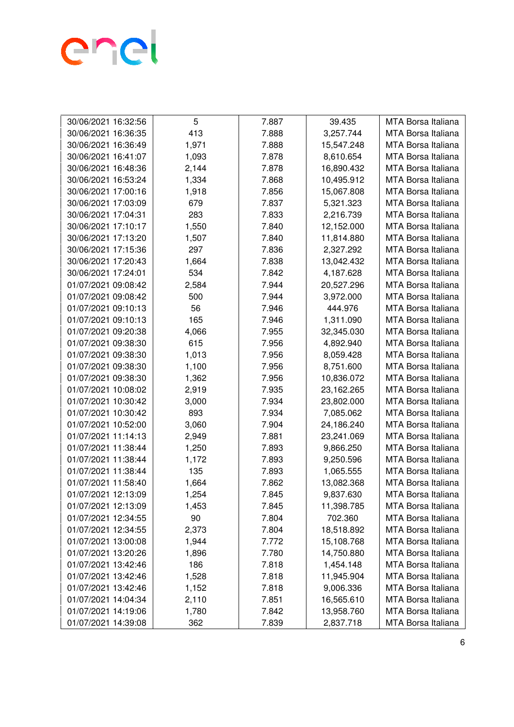| | | | | |
|---|---|---|---|---|
| 30/06/2021 16:32:56 | 5 | 7.887 | 39.435 | MTA Borsa Italiana |
| 30/06/2021 16:36:35 | 413 | 7.888 | 3,257.744 | MTA Borsa Italiana |
| 30/06/2021 16:36:49 | 1,971 | 7.888 | 15,547.248 | MTA Borsa Italiana |
| 30/06/2021 16:41:07 | 1,093 | 7.878 | 8,610.654 | MTA Borsa Italiana |
| 30/06/2021 16:48:36 | 2,144 | 7.878 | 16,890.432 | MTA Borsa Italiana |
| 30/06/2021 16:53:24 | 1,334 | 7.868 | 10,495.912 | MTA Borsa Italiana |
| 30/06/2021 17:00:16 | 1,918 | 7.856 | 15,067.808 | MTA Borsa Italiana |
| 30/06/2021 17:03:09 | 679 | 7.837 | 5,321.323 | MTA Borsa Italiana |
| 30/06/2021 17:04:31 | 283 | 7.833 | 2,216.739 | MTA Borsa Italiana |
| 30/06/2021 17:10:17 | 1,550 | 7.840 | 12,152.000 | MTA Borsa Italiana |
| 30/06/2021 17:13:20 | 1,507 | 7.840 | 11,814.880 | MTA Borsa Italiana |
| 30/06/2021 17:15:36 | 297 | 7.836 | 2,327.292 | MTA Borsa Italiana |
| 30/06/2021 17:20:43 | 1,664 | 7.838 | 13,042.432 | MTA Borsa Italiana |
| 30/06/2021 17:24:01 | 534 | 7.842 | 4,187.628 | MTA Borsa Italiana |
| 01/07/2021 09:08:42 | 2,584 | 7.944 | 20,527.296 | MTA Borsa Italiana |
| 01/07/2021 09:08:42 | 500 | 7.944 | 3,972.000 | MTA Borsa Italiana |
| 01/07/2021 09:10:13 | 56 | 7.946 | 444.976 | MTA Borsa Italiana |
| 01/07/2021 09:10:13 | 165 | 7.946 | 1,311.090 | MTA Borsa Italiana |
| 01/07/2021 09:20:38 | 4,066 | 7.955 | 32,345.030 | MTA Borsa Italiana |
| 01/07/2021 09:38:30 | 615 | 7.956 | 4,892.940 | MTA Borsa Italiana |
| 01/07/2021 09:38:30 | 1,013 | 7.956 | 8,059.428 | MTA Borsa Italiana |
| 01/07/2021 09:38:30 | 1,100 | 7.956 | 8,751.600 | MTA Borsa Italiana |
| 01/07/2021 09:38:30 | 1,362 | 7.956 | 10,836.072 | MTA Borsa Italiana |
| 01/07/2021 10:08:02 | 2,919 | 7.935 | 23,162.265 | MTA Borsa Italiana |
| 01/07/2021 10:30:42 | 3,000 | 7.934 | 23,802.000 | MTA Borsa Italiana |
| 01/07/2021 10:30:42 | 893 | 7.934 | 7,085.062 | MTA Borsa Italiana |
| 01/07/2021 10:52:00 | 3,060 | 7.904 | 24,186.240 | MTA Borsa Italiana |
| 01/07/2021 11:14:13 | 2,949 | 7.881 | 23,241.069 | MTA Borsa Italiana |
| 01/07/2021 11:38:44 | 1,250 | 7.893 | 9,866.250 | MTA Borsa Italiana |
| 01/07/2021 11:38:44 | 1,172 | 7.893 | 9,250.596 | MTA Borsa Italiana |
| 01/07/2021 11:38:44 | 135 | 7.893 | 1,065.555 | MTA Borsa Italiana |
| 01/07/2021 11:58:40 | 1,664 | 7.862 | 13,082.368 | MTA Borsa Italiana |
| 01/07/2021 12:13:09 | 1,254 | 7.845 | 9,837.630 | MTA Borsa Italiana |
| 01/07/2021 12:13:09 | 1,453 | 7.845 | 11,398.785 | MTA Borsa Italiana |
| 01/07/2021 12:34:55 | 90 | 7.804 | 702.360 | MTA Borsa Italiana |
| 01/07/2021 12:34:55 | 2,373 | 7.804 | 18,518.892 | MTA Borsa Italiana |
| 01/07/2021 13:00:08 | 1,944 | 7.772 | 15,108.768 | MTA Borsa Italiana |
| 01/07/2021 13:20:26 | 1,896 | 7.780 | 14,750.880 | MTA Borsa Italiana |
| 01/07/2021 13:42:46 | 186 | 7.818 | 1,454.148 | MTA Borsa Italiana |
| 01/07/2021 13:42:46 | 1,528 | 7.818 | 11,945.904 | MTA Borsa Italiana |
| 01/07/2021 13:42:46 | 1,152 | 7.818 | 9,006.336 | MTA Borsa Italiana |
| 01/07/2021 14:04:34 | 2,110 | 7.851 | 16,565.610 | MTA Borsa Italiana |
| 01/07/2021 14:19:06 | 1,780 | 7.842 | 13,958.760 | MTA Borsa Italiana |
| 01/07/2021 14:39:08 | 362 | 7.839 | 2,837.718 | MTA Borsa Italiana |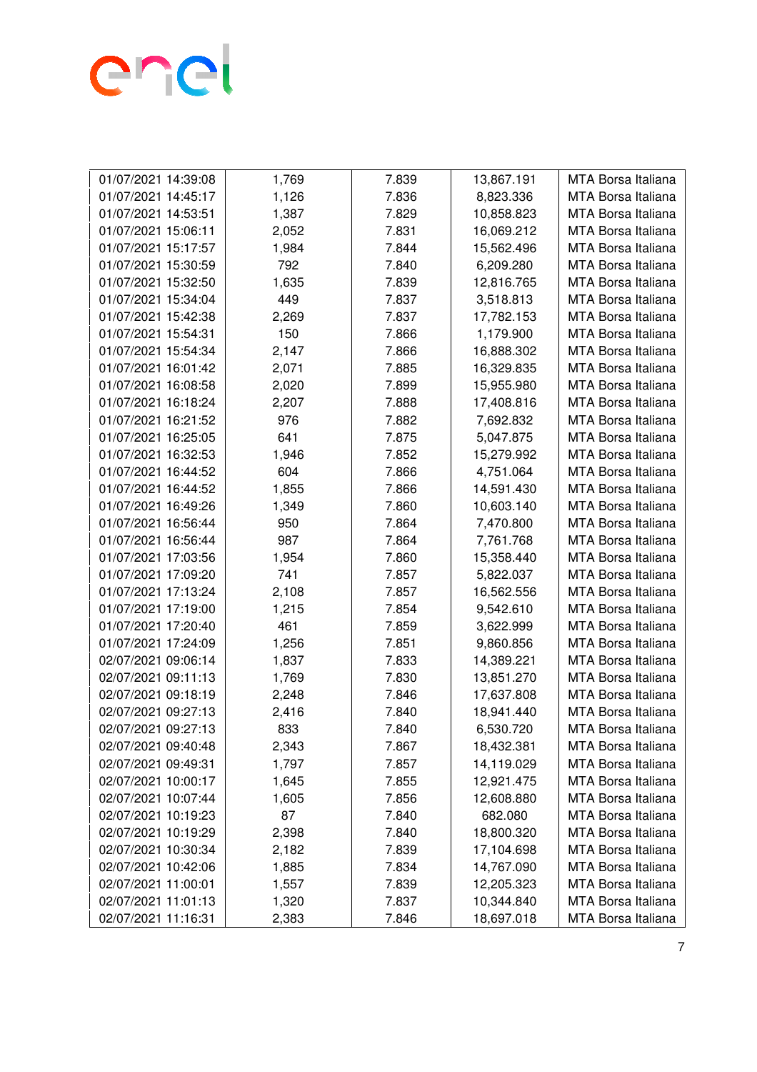| | | | | |
|---|---|---|---|---|
| 01/07/2021 14:39:08 | 1,769 | 7.839 | 13,867.191 | MTA Borsa Italiana |
| 01/07/2021 14:45:17 | 1,126 | 7.836 | 8,823.336 | MTA Borsa Italiana |
| 01/07/2021 14:53:51 | 1,387 | 7.829 | 10,858.823 | MTA Borsa Italiana |
| 01/07/2021 15:06:11 | 2,052 | 7.831 | 16,069.212 | MTA Borsa Italiana |
| 01/07/2021 15:17:57 | 1,984 | 7.844 | 15,562.496 | MTA Borsa Italiana |
| 01/07/2021 15:30:59 | 792 | 7.840 | 6,209.280 | MTA Borsa Italiana |
| 01/07/2021 15:32:50 | 1,635 | 7.839 | 12,816.765 | MTA Borsa Italiana |
| 01/07/2021 15:34:04 | 449 | 7.837 | 3,518.813 | MTA Borsa Italiana |
| 01/07/2021 15:42:38 | 2,269 | 7.837 | 17,782.153 | MTA Borsa Italiana |
| 01/07/2021 15:54:31 | 150 | 7.866 | 1,179.900 | MTA Borsa Italiana |
| 01/07/2021 15:54:34 | 2,147 | 7.866 | 16,888.302 | MTA Borsa Italiana |
| 01/07/2021 16:01:42 | 2,071 | 7.885 | 16,329.835 | MTA Borsa Italiana |
| 01/07/2021 16:08:58 | 2,020 | 7.899 | 15,955.980 | MTA Borsa Italiana |
| 01/07/2021 16:18:24 | 2,207 | 7.888 | 17,408.816 | MTA Borsa Italiana |
| 01/07/2021 16:21:52 | 976 | 7.882 | 7,692.832 | MTA Borsa Italiana |
| 01/07/2021 16:25:05 | 641 | 7.875 | 5,047.875 | MTA Borsa Italiana |
| 01/07/2021 16:32:53 | 1,946 | 7.852 | 15,279.992 | MTA Borsa Italiana |
| 01/07/2021 16:44:52 | 604 | 7.866 | 4,751.064 | MTA Borsa Italiana |
| 01/07/2021 16:44:52 | 1,855 | 7.866 | 14,591.430 | MTA Borsa Italiana |
| 01/07/2021 16:49:26 | 1,349 | 7.860 | 10,603.140 | MTA Borsa Italiana |
| 01/07/2021 16:56:44 | 950 | 7.864 | 7,470.800 | MTA Borsa Italiana |
| 01/07/2021 16:56:44 | 987 | 7.864 | 7,761.768 | MTA Borsa Italiana |
| 01/07/2021 17:03:56 | 1,954 | 7.860 | 15,358.440 | MTA Borsa Italiana |
| 01/07/2021 17:09:20 | 741 | 7.857 | 5,822.037 | MTA Borsa Italiana |
| 01/07/2021 17:13:24 | 2,108 | 7.857 | 16,562.556 | MTA Borsa Italiana |
| 01/07/2021 17:19:00 | 1,215 | 7.854 | 9,542.610 | MTA Borsa Italiana |
| 01/07/2021 17:20:40 | 461 | 7.859 | 3,622.999 | MTA Borsa Italiana |
| 01/07/2021 17:24:09 | 1,256 | 7.851 | 9,860.856 | MTA Borsa Italiana |
| 02/07/2021 09:06:14 | 1,837 | 7.833 | 14,389.221 | MTA Borsa Italiana |
| 02/07/2021 09:11:13 | 1,769 | 7.830 | 13,851.270 | MTA Borsa Italiana |
| 02/07/2021 09:18:19 | 2,248 | 7.846 | 17,637.808 | MTA Borsa Italiana |
| 02/07/2021 09:27:13 | 2,416 | 7.840 | 18,941.440 | MTA Borsa Italiana |
| 02/07/2021 09:27:13 | 833 | 7.840 | 6,530.720 | MTA Borsa Italiana |
| 02/07/2021 09:40:48 | 2,343 | 7.867 | 18,432.381 | MTA Borsa Italiana |
| 02/07/2021 09:49:31 | 1,797 | 7.857 | 14,119.029 | MTA Borsa Italiana |
| 02/07/2021 10:00:17 | 1,645 | 7.855 | 12,921.475 | MTA Borsa Italiana |
| 02/07/2021 10:07:44 | 1,605 | 7.856 | 12,608.880 | MTA Borsa Italiana |
| 02/07/2021 10:19:23 | 87 | 7.840 | 682.080 | MTA Borsa Italiana |
| 02/07/2021 10:19:29 | 2,398 | 7.840 | 18,800.320 | MTA Borsa Italiana |
| 02/07/2021 10:30:34 | 2,182 | 7.839 | 17,104.698 | MTA Borsa Italiana |
| 02/07/2021 10:42:06 | 1,885 | 7.834 | 14,767.090 | MTA Borsa Italiana |
| 02/07/2021 11:00:01 | 1,557 | 7.839 | 12,205.323 | MTA Borsa Italiana |
| 02/07/2021 11:01:13 | 1,320 | 7.837 | 10,344.840 | MTA Borsa Italiana |
| 02/07/2021 11:16:31 | 2,383 | 7.846 | 18,697.018 | MTA Borsa Italiana |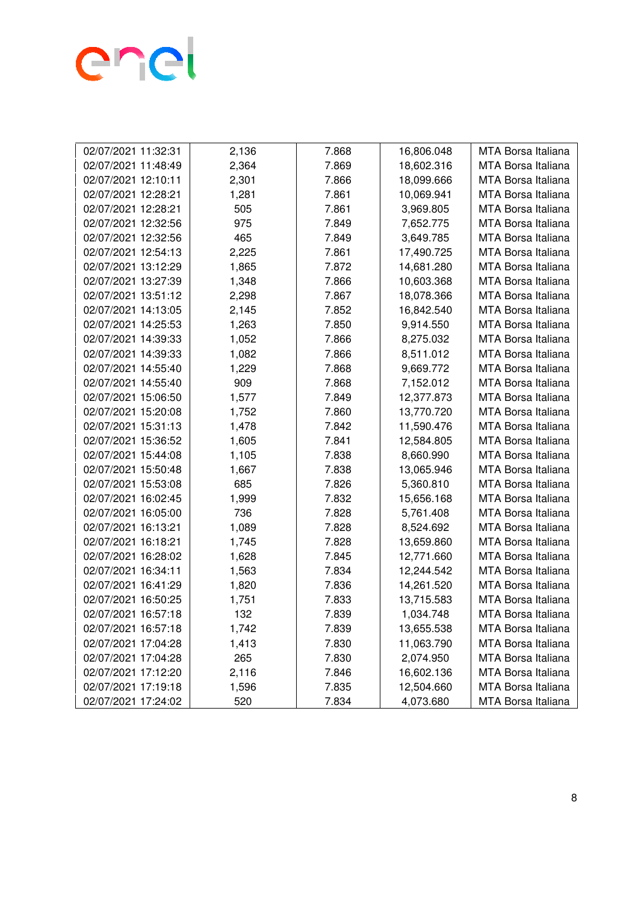| | | | | |
|---|---|---|---|---|
| 02/07/2021 11:32:31 | 2,136 | 7.868 | 16,806.048 | MTA Borsa Italiana |
| 02/07/2021 11:48:49 | 2,364 | 7.869 | 18,602.316 | MTA Borsa Italiana |
| 02/07/2021 12:10:11 | 2,301 | 7.866 | 18,099.666 | MTA Borsa Italiana |
| 02/07/2021 12:28:21 | 1,281 | 7.861 | 10,069.941 | MTA Borsa Italiana |
| 02/07/2021 12:28:21 | 505 | 7.861 | 3,969.805 | MTA Borsa Italiana |
| 02/07/2021 12:32:56 | 975 | 7.849 | 7,652.775 | MTA Borsa Italiana |
| 02/07/2021 12:32:56 | 465 | 7.849 | 3,649.785 | MTA Borsa Italiana |
| 02/07/2021 12:54:13 | 2,225 | 7.861 | 17,490.725 | MTA Borsa Italiana |
| 02/07/2021 13:12:29 | 1,865 | 7.872 | 14,681.280 | MTA Borsa Italiana |
| 02/07/2021 13:27:39 | 1,348 | 7.866 | 10,603.368 | MTA Borsa Italiana |
| 02/07/2021 13:51:12 | 2,298 | 7.867 | 18,078.366 | MTA Borsa Italiana |
| 02/07/2021 14:13:05 | 2,145 | 7.852 | 16,842.540 | MTA Borsa Italiana |
| 02/07/2021 14:25:53 | 1,263 | 7.850 | 9,914.550 | MTA Borsa Italiana |
| 02/07/2021 14:39:33 | 1,052 | 7.866 | 8,275.032 | MTA Borsa Italiana |
| 02/07/2021 14:39:33 | 1,082 | 7.866 | 8,511.012 | MTA Borsa Italiana |
| 02/07/2021 14:55:40 | 1,229 | 7.868 | 9,669.772 | MTA Borsa Italiana |
| 02/07/2021 14:55:40 | 909 | 7.868 | 7,152.012 | MTA Borsa Italiana |
| 02/07/2021 15:06:50 | 1,577 | 7.849 | 12,377.873 | MTA Borsa Italiana |
| 02/07/2021 15:20:08 | 1,752 | 7.860 | 13,770.720 | MTA Borsa Italiana |
| 02/07/2021 15:31:13 | 1,478 | 7.842 | 11,590.476 | MTA Borsa Italiana |
| 02/07/2021 15:36:52 | 1,605 | 7.841 | 12,584.805 | MTA Borsa Italiana |
| 02/07/2021 15:44:08 | 1,105 | 7.838 | 8,660.990 | MTA Borsa Italiana |
| 02/07/2021 15:50:48 | 1,667 | 7.838 | 13,065.946 | MTA Borsa Italiana |
| 02/07/2021 15:53:08 | 685 | 7.826 | 5,360.810 | MTA Borsa Italiana |
| 02/07/2021 16:02:45 | 1,999 | 7.832 | 15,656.168 | MTA Borsa Italiana |
| 02/07/2021 16:05:00 | 736 | 7.828 | 5,761.408 | MTA Borsa Italiana |
| 02/07/2021 16:13:21 | 1,089 | 7.828 | 8,524.692 | MTA Borsa Italiana |
| 02/07/2021 16:18:21 | 1,745 | 7.828 | 13,659.860 | MTA Borsa Italiana |
| 02/07/2021 16:28:02 | 1,628 | 7.845 | 12,771.660 | MTA Borsa Italiana |
| 02/07/2021 16:34:11 | 1,563 | 7.834 | 12,244.542 | MTA Borsa Italiana |
| 02/07/2021 16:41:29 | 1,820 | 7.836 | 14,261.520 | MTA Borsa Italiana |
| 02/07/2021 16:50:25 | 1,751 | 7.833 | 13,715.583 | MTA Borsa Italiana |
| 02/07/2021 16:57:18 | 132 | 7.839 | 1,034.748 | MTA Borsa Italiana |
| 02/07/2021 16:57:18 | 1,742 | 7.839 | 13,655.538 | MTA Borsa Italiana |
| 02/07/2021 17:04:28 | 1,413 | 7.830 | 11,063.790 | MTA Borsa Italiana |
| 02/07/2021 17:04:28 | 265 | 7.830 | 2,074.950 | MTA Borsa Italiana |
| 02/07/2021 17:12:20 | 2,116 | 7.846 | 16,602.136 | MTA Borsa Italiana |
| 02/07/2021 17:19:18 | 1,596 | 7.835 | 12,504.660 | MTA Borsa Italiana |
| 02/07/2021 17:24:02 | 520 | 7.834 | 4,073.680 | MTA Borsa Italiana |